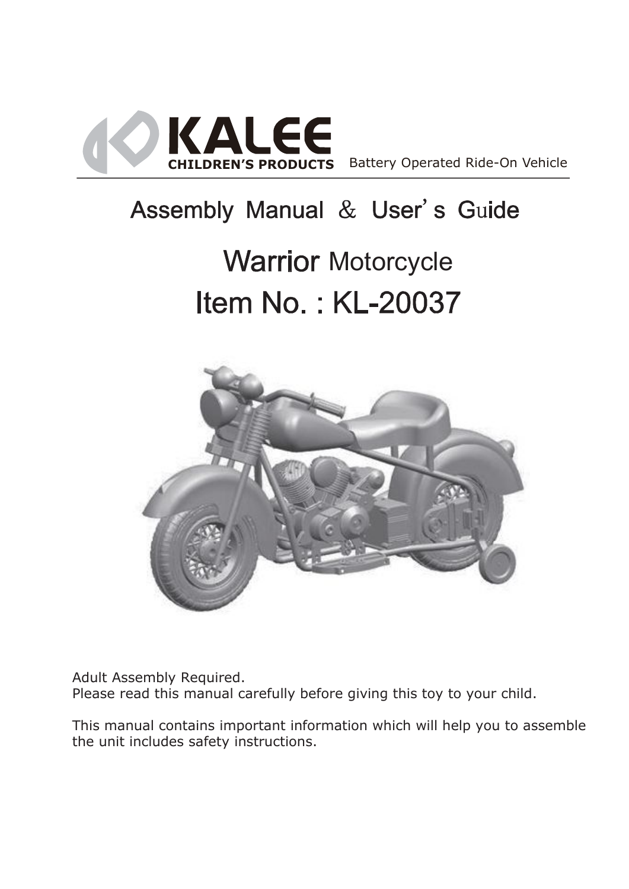KALEE

CHILDREN'S PRODUCTS

Battery Operated Ride-On Vehicle

# Assembly Manual & User's Guide

## Warrior Motorcycle

## Item No. : KL-20037

Adult Assembly Required.
Please read this manual carefully before giving this toy to your child.

This manual contains important information which will help you to assemble the unit includes safety instructions.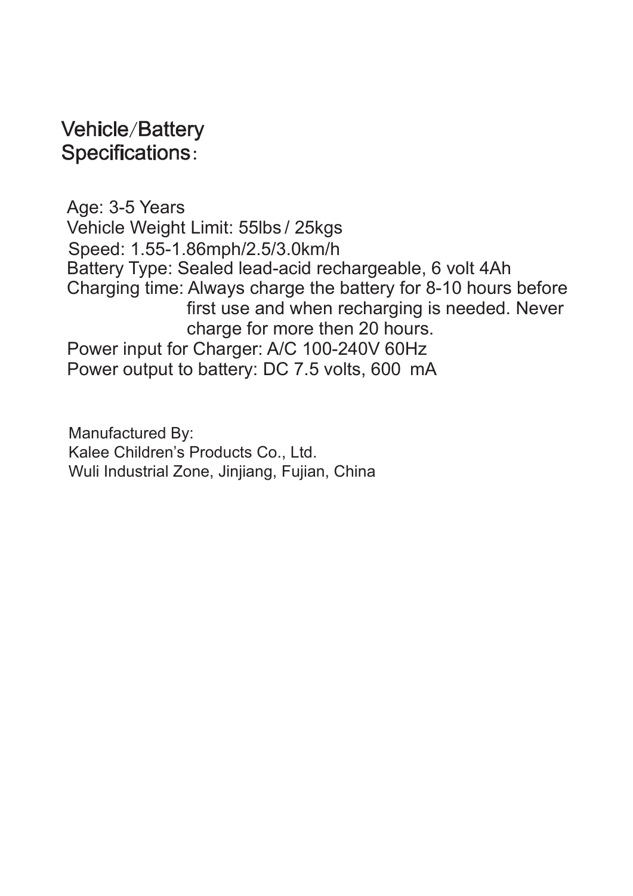## Vehicle/Battery Specifications:

Age: 3-5 Years
Vehicle Weight Limit: 55lbs / 25kgs
Speed: 1.55-1.86mph/2.5/3.0km/h
Battery Type: Sealed lead-acid rechargeable, 6 volt 4Ah
Charging time: Always charge the battery for 8-10 hours before first use and when recharging is needed. Never charge for more then 20 hours.
Power input for Charger: A/C 100-240V 60Hz
Power output to battery: DC 7.5 volts, 600 mA

Manufactured By:
Kalee Children's Products Co., Ltd.
Wuli Industrial Zone, Jinjiang, Fujian, China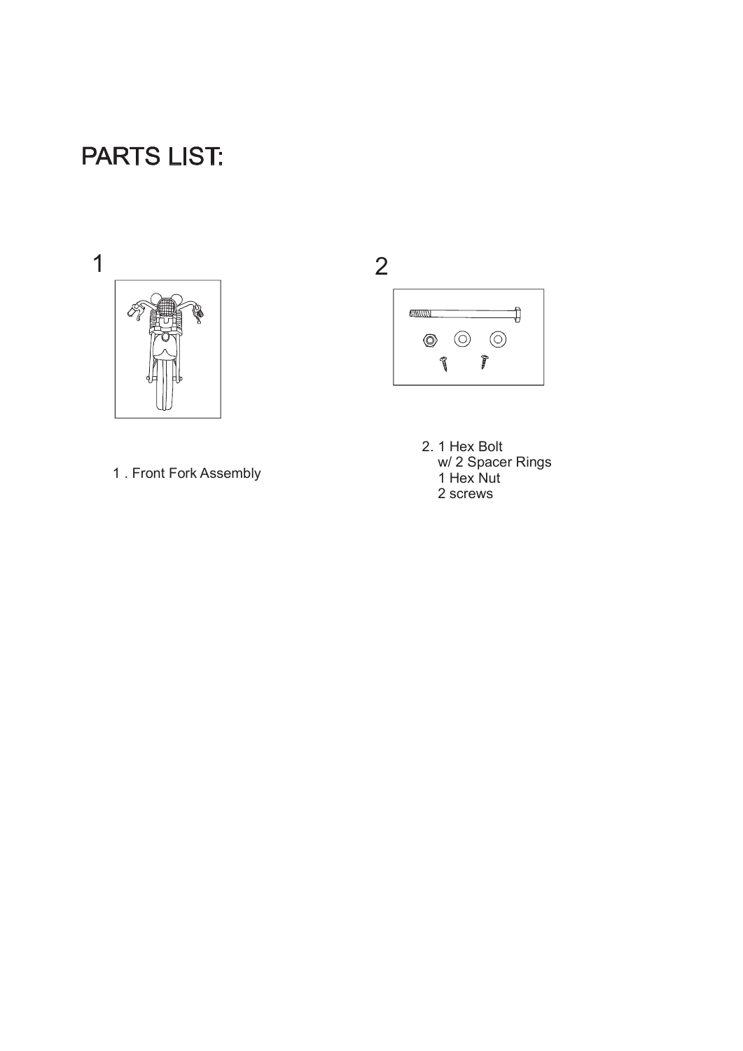# PARTS LIST:

1

1 . Front Fork Assembly

2

2. 1 Hex Bolt
   w/ 2 Spacer Rings
   1 Hex Nut
   2 screws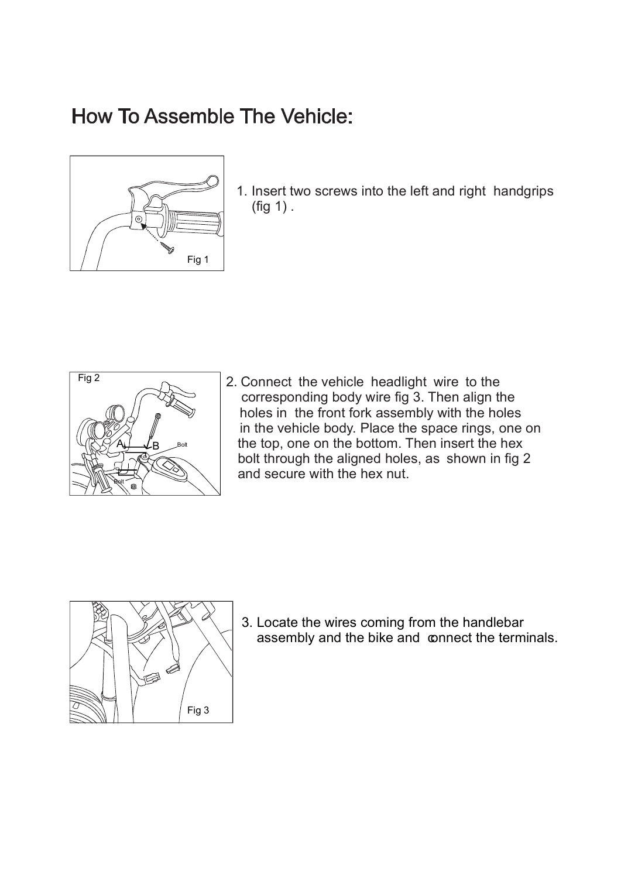# How To Assemble The Vehicle:

Fig 1

1. Insert two screws into the left and right handgrips (fig 1) .

Fig 2

2. Connect the vehicle headlight wire to the corresponding body wire fig 3. Then align the holes in the front fork assembly with the holes in the vehicle body. Place the space rings, one on the top, one on the bottom. Then insert the hex bolt through the aligned holes, as shown in fig 2 and secure with the hex nut.

Fig 3

3. Locate the wires coming from the handlebar assembly and the bike and connect the terminals.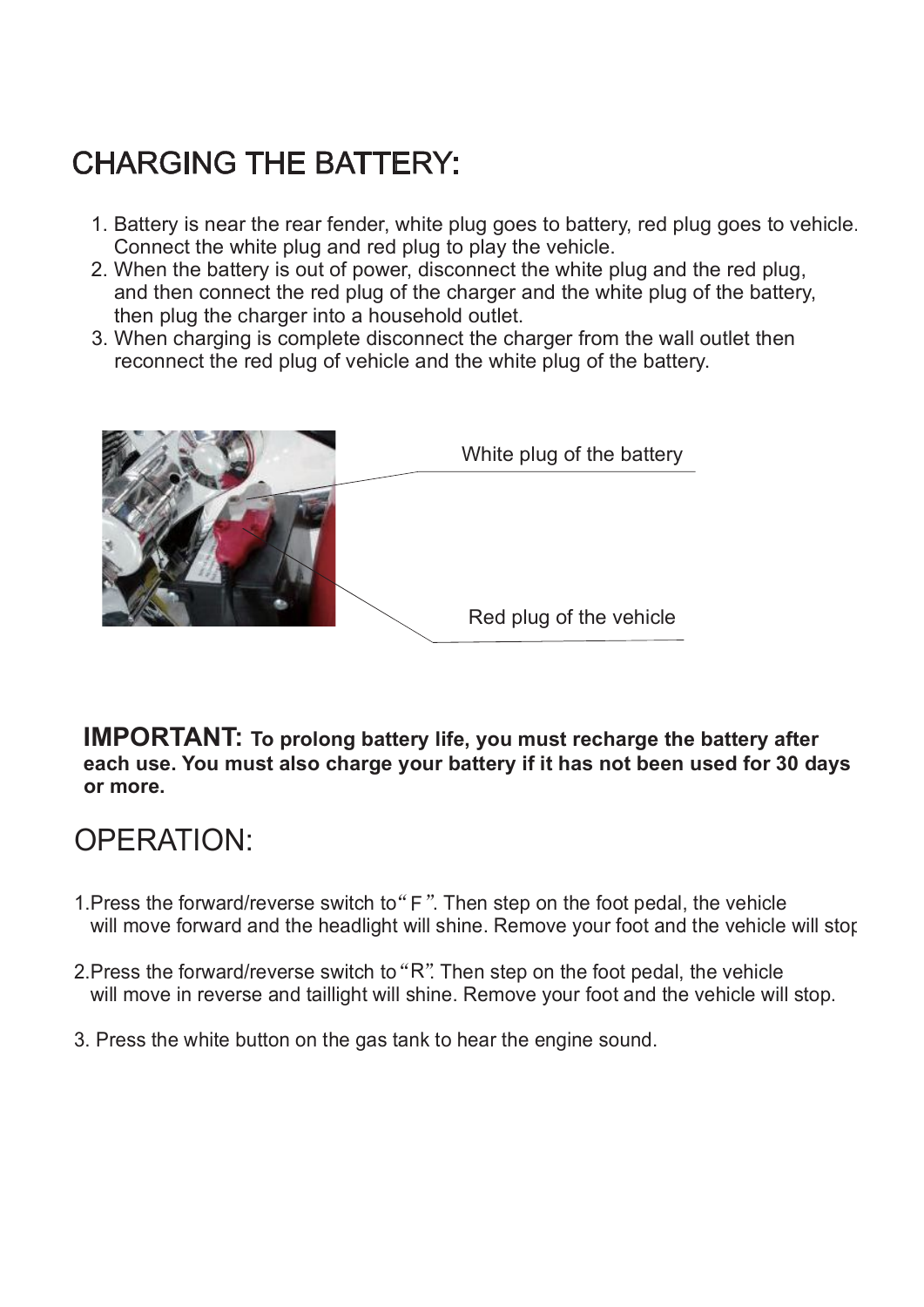## CHARGING THE BATTERY:

1. Battery is near the rear fender, white plug goes to battery, red plug goes to vehicle. Connect the white plug and red plug to play the vehicle.
2. When the battery is out of power, disconnect the white plug and the red plug, and then connect the red plug of the charger and the white plug of the battery, then plug the charger into a household outlet.
3. When charging is complete disconnect the charger from the wall outlet then reconnect the red plug of vehicle and the white plug of the battery.

White plug of the battery

Red plug of the vehicle

**IMPORTANT: To prolong battery life, you must recharge the battery after each use. You must also charge your battery if it has not been used for 30 days or more.**

## OPERATION:

1. Press the forward/reverse switch to "F". Then step on the foot pedal, the vehicle will move forward and the headlight will shine. Remove your foot and the vehicle will stop

2. Press the forward/reverse switch to "R". Then step on the foot pedal, the vehicle will move in reverse and taillight will shine. Remove your foot and the vehicle will stop.

3. Press the white button on the gas tank to hear the engine sound.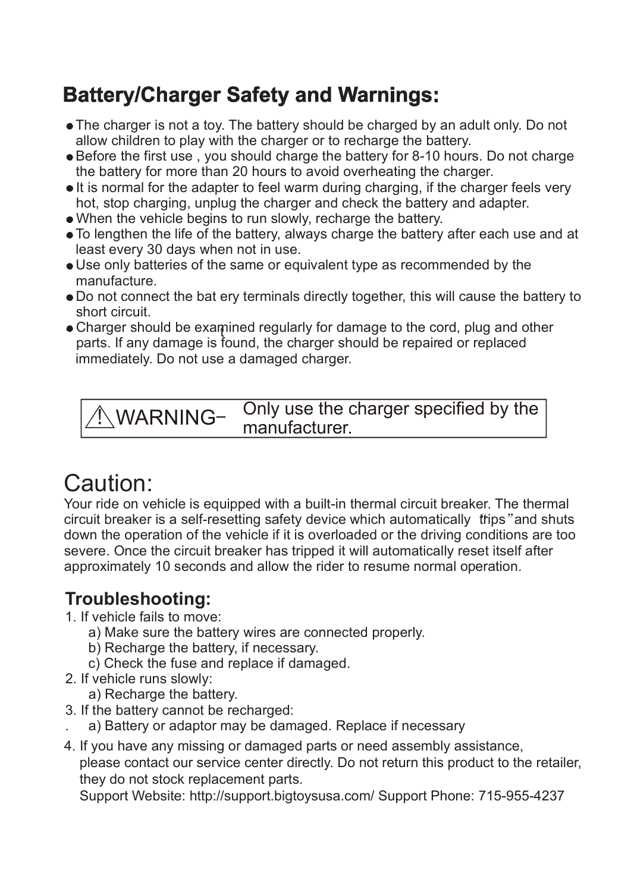## Battery/Charger Safety and Warnings:

- The charger is not a toy. The battery should be charged by an adult only. Do not allow children to play with the charger or to recharge the battery.
- Before the first use , you should charge the battery for 8-10 hours. Do not charge the battery for more than 20 hours to avoid overheating the charger.
- It is normal for the adapter to feel warm during charging, if the charger feels very hot, stop charging, unplug the charger and check the battery and adapter.
- When the vehicle begins to run slowly, recharge the battery.
- To lengthen the life of the battery, always charge the battery after each use and at least every 30 days when not in use.
- Use only batteries of the same or equivalent type as recommended by the manufacture.
- Do not connect the bat ery terminals directly together, this will cause the battery to short circuit.
- Charger should be examined regularly for damage to the cord, plug and other parts. If any damage is found, the charger should be repaired or replaced immediately. Do not use a damaged charger.

| ⚠WARNING– | Only use the charger specified by the manufacturer. |
|---|---|

# Caution:

Your ride on vehicle is equipped with a built-in thermal circuit breaker. The thermal circuit breaker is a self-resetting safety device which automatically "trips" and shuts down the operation of the vehicle if it is overloaded or the driving conditions are too severe. Once the circuit breaker has tripped it will automatically reset itself after approximately 10 seconds and allow the rider to resume normal operation.

## Troubleshooting:

1. If vehicle fails to move:
   a) Make sure the battery wires are connected properly.
   b) Recharge the battery, if necessary.
   c) Check the fuse and replace if damaged.
2. If vehicle runs slowly:
   a) Recharge the battery.
3. If the battery cannot be recharged:
   a) Battery or adaptor may be damaged. Replace if necessary
4. If you have any missing or damaged parts or need assembly assistance, please contact our service center directly. Do not return this product to the retailer, they do not stock replacement parts.
   Support Website: http://support.bigtoysusa.com/ Support Phone: 715-955-4237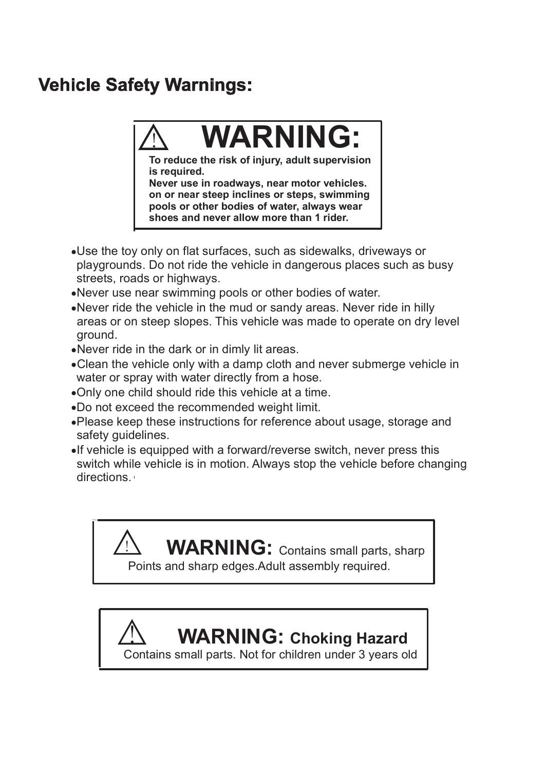## Vehicle Safety Warnings:

> ⚠ **WARNING:**
>
> **To reduce the risk of injury, adult supervision is required.**
> **Never use in roadways, near motor vehicles. on or near steep inclines or steps, swimming pools or other bodies of water, always wear shoes and never allow more than 1 rider.**

- Use the toy only on flat surfaces, such as sidewalks, driveways or playgrounds. Do not ride the vehicle in dangerous places such as busy streets, roads or highways.
- Never use near swimming pools or other bodies of water.
- Never ride the vehicle in the mud or sandy areas. Never ride in hilly areas or on steep slopes. This vehicle was made to operate on dry level ground.
- Never ride in the dark or in dimly lit areas.
- Clean the vehicle only with a damp cloth and never submerge vehicle in water or spray with water directly from a hose.
- Only one child should ride this vehicle at a time.
- Do not exceed the recommended weight limit.
- Please keep these instructions for reference about usage, storage and safety guidelines.
- If vehicle is equipped with a forward/reverse switch, never press this switch while vehicle is in motion. Always stop the vehicle before changing directions.

> ⚠ **WARNING:** Contains small parts, sharp Points and sharp edges.Adult assembly required.

> ⚠ **WARNING: Choking Hazard**
> Contains small parts. Not for children under 3 years old